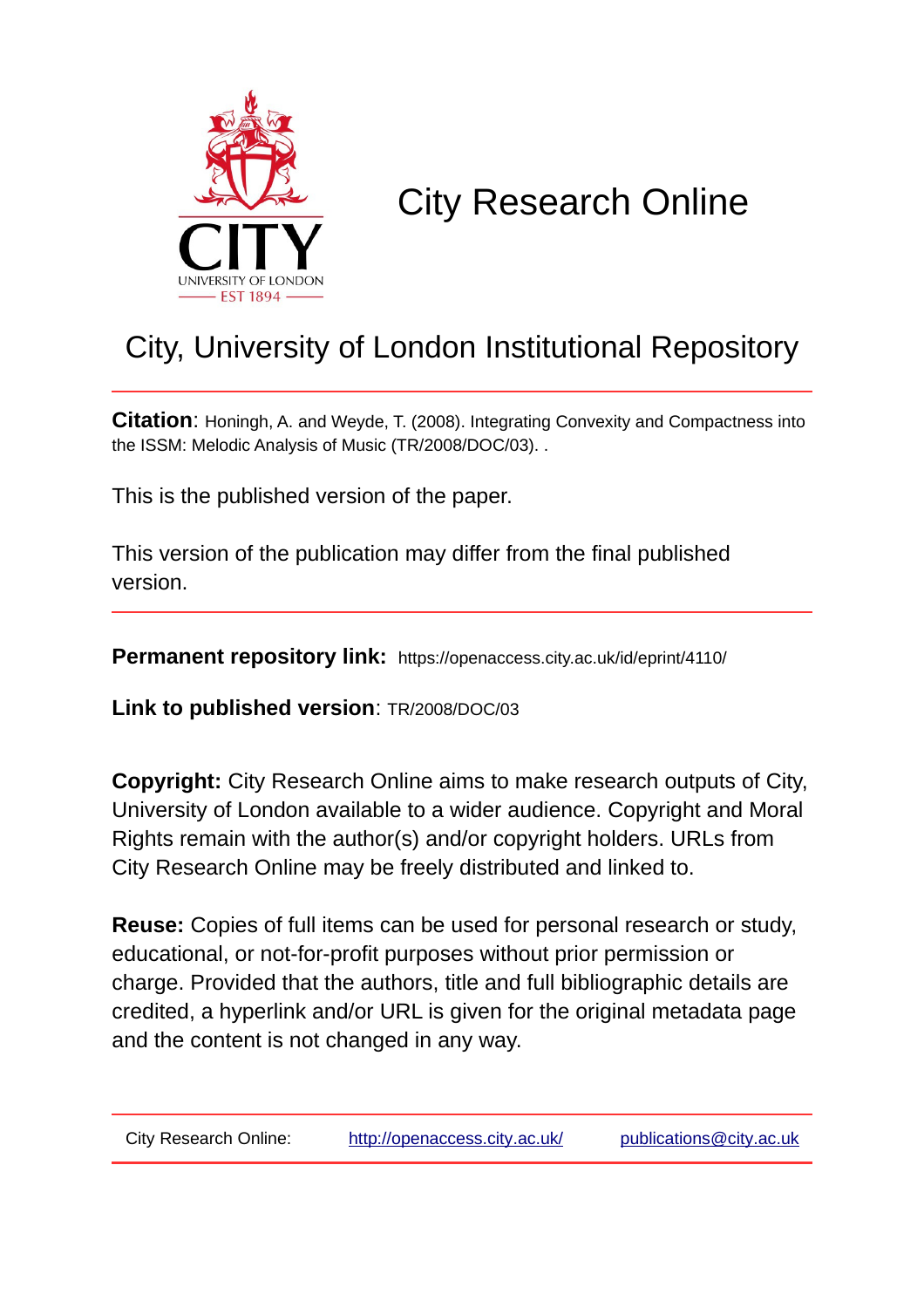# City Research Online

## City, University of London Institutional Repository

**Citation**: Honingh, A. and Weyde, T. (2008). Integrating Convexity and Compactness into the ISSM: Melodic Analysis of Music (TR/2008/DOC/03). .

This is the published version of the paper.

This version of the publication may differ from the final published version.

**Permanent repository link:** https://openaccess.city.ac.uk/id/eprint/4110/

**Link to published version**: TR/2008/DOC/03

**Copyright:** City Research Online aims to make research outputs of City, University of London available to a wider audience. Copyright and Moral Rights remain with the author(s) and/or copyright holders. URLs from City Research Online may be freely distributed and linked to.

**Reuse:** Copies of full items can be used for personal research or study, educational, or not-for-profit purposes without prior permission or charge. Provided that the authors, title and full bibliographic details are credited, a hyperlink and/or URL is given for the original metadata page and the content is not changed in any way.

City Research Online: http://openaccess.city.ac.uk/ publications@city.ac.uk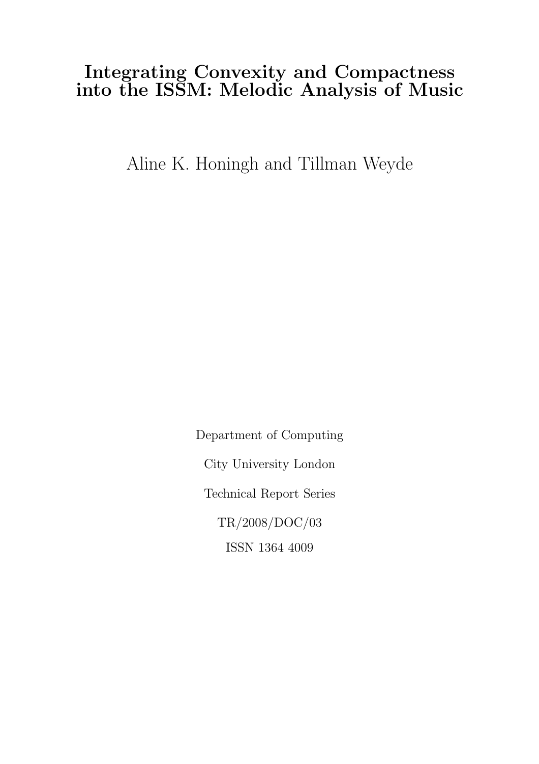# Integrating Convexity and Compactness into the ISSM: Melodic Analysis of Music

Aline K. Honingh and Tillman Weyde

Department of Computing

City University London

Technical Report Series

TR/2008/DOC/03

ISSN 1364 4009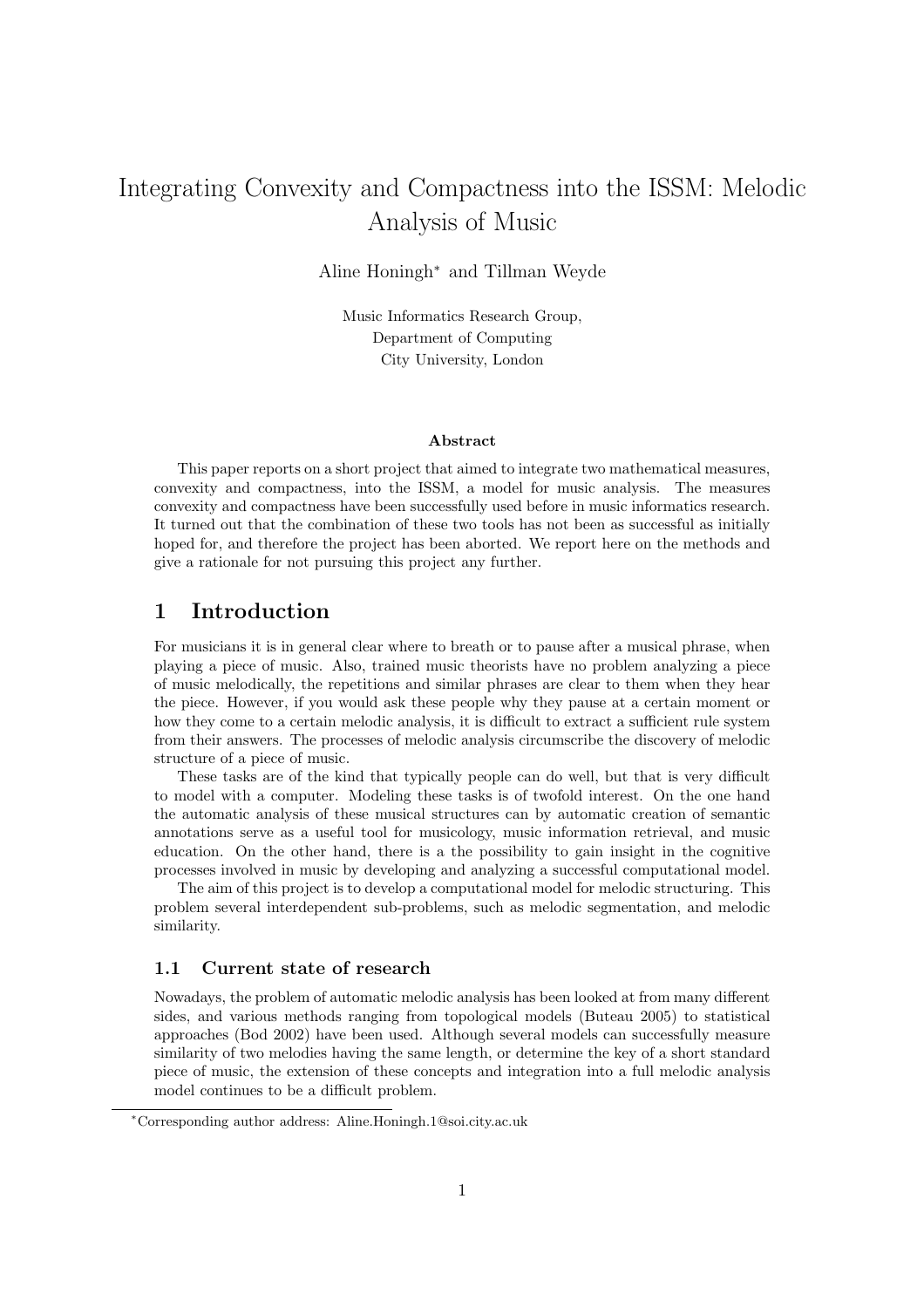# Integrating Convexity and Compactness into the ISSM: Melodic Analysis of Music

Aline Honingh* and Tillman Weyde

Music Informatics Research Group,
Department of Computing
City University, London

**Abstract**

This paper reports on a short project that aimed to integrate two mathematical measures, convexity and compactness, into the ISSM, a model for music analysis. The measures convexity and compactness have been successfully used before in music informatics research. It turned out that the combination of these two tools has not been as successful as initially hoped for, and therefore the project has been aborted. We report here on the methods and give a rationale for not pursuing this project any further.

## 1 Introduction

For musicians it is in general clear where to breath or to pause after a musical phrase, when playing a piece of music. Also, trained music theorists have no problem analyzing a piece of music melodically, the repetitions and similar phrases are clear to them when they hear the piece. However, if you would ask these people why they pause at a certain moment or how they come to a certain melodic analysis, it is difficult to extract a sufficient rule system from their answers. The processes of melodic analysis circumscribe the discovery of melodic structure of a piece of music.

These tasks are of the kind that typically people can do well, but that is very difficult to model with a computer. Modeling these tasks is of twofold interest. On the one hand the automatic analysis of these musical structures can by automatic creation of semantic annotations serve as a useful tool for musicology, music information retrieval, and music education. On the other hand, there is a the possibility to gain insight in the cognitive processes involved in music by developing and analyzing a successful computational model.

The aim of this project is to develop a computational model for melodic structuring. This problem several interdependent sub-problems, such as melodic segmentation, and melodic similarity.

### 1.1 Current state of research

Nowadays, the problem of automatic melodic analysis has been looked at from many different sides, and various methods ranging from topological models (Buteau 2005) to statistical approaches (Bod 2002) have been used. Although several models can successfully measure similarity of two melodies having the same length, or determine the key of a short standard piece of music, the extension of these concepts and integration into a full melodic analysis model continues to be a difficult problem.

*Corresponding author address: Aline.Honingh.1@soi.city.ac.uk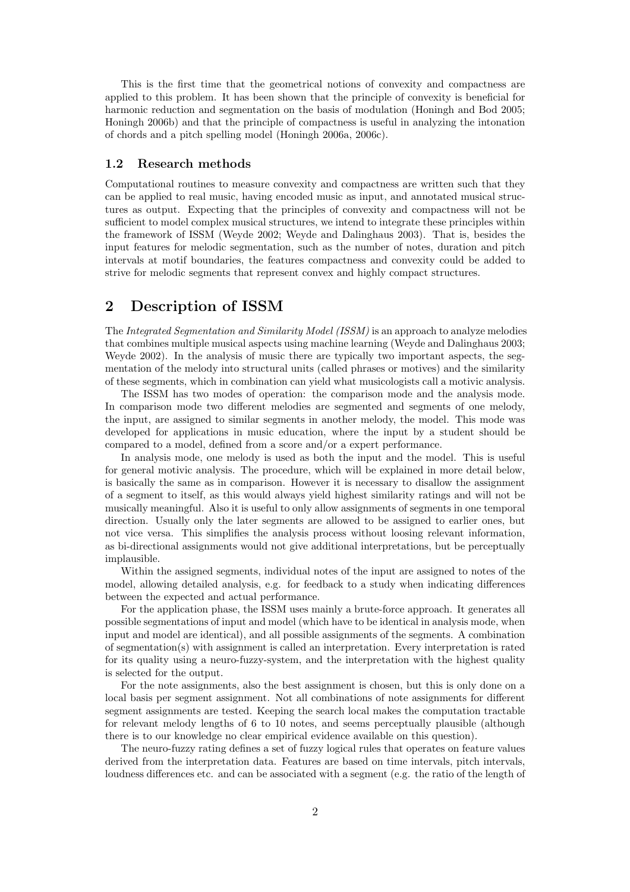This is the first time that the geometrical notions of convexity and compactness are applied to this problem. It has been shown that the principle of convexity is beneficial for harmonic reduction and segmentation on the basis of modulation (Honingh and Bod 2005; Honingh 2006b) and that the principle of compactness is useful in analyzing the intonation of chords and a pitch spelling model (Honingh 2006a, 2006c).

### 1.2 Research methods

Computational routines to measure convexity and compactness are written such that they can be applied to real music, having encoded music as input, and annotated musical structures as output. Expecting that the principles of convexity and compactness will not be sufficient to model complex musical structures, we intend to integrate these principles within the framework of ISSM (Weyde 2002; Weyde and Dalinghaus 2003). That is, besides the input features for melodic segmentation, such as the number of notes, duration and pitch intervals at motif boundaries, the features compactness and convexity could be added to strive for melodic segments that represent convex and highly compact structures.

## 2 Description of ISSM

The *Integrated Segmentation and Similarity Model (ISSM)* is an approach to analyze melodies that combines multiple musical aspects using machine learning (Weyde and Dalinghaus 2003; Weyde 2002). In the analysis of music there are typically two important aspects, the segmentation of the melody into structural units (called phrases or motives) and the similarity of these segments, which in combination can yield what musicologists call a motivic analysis.

The ISSM has two modes of operation: the comparison mode and the analysis mode. In comparison mode two different melodies are segmented and segments of one melody, the input, are assigned to similar segments in another melody, the model. This mode was developed for applications in music education, where the input by a student should be compared to a model, defined from a score and/or a expert performance.

In analysis mode, one melody is used as both the input and the model. This is useful for general motivic analysis. The procedure, which will be explained in more detail below, is basically the same as in comparison. However it is necessary to disallow the assignment of a segment to itself, as this would always yield highest similarity ratings and will not be musically meaningful. Also it is useful to only allow assignments of segments in one temporal direction. Usually only the later segments are allowed to be assigned to earlier ones, but not vice versa. This simplifies the analysis process without loosing relevant information, as bi-directional assignments would not give additional interpretations, but be perceptually implausible.

Within the assigned segments, individual notes of the input are assigned to notes of the model, allowing detailed analysis, e.g. for feedback to a study when indicating differences between the expected and actual performance.

For the application phase, the ISSM uses mainly a brute-force approach. It generates all possible segmentations of input and model (which have to be identical in analysis mode, when input and model are identical), and all possible assignments of the segments. A combination of segmentation(s) with assignment is called an interpretation. Every interpretation is rated for its quality using a neuro-fuzzy-system, and the interpretation with the highest quality is selected for the output.

For the note assignments, also the best assignment is chosen, but this is only done on a local basis per segment assignment. Not all combinations of note assignments for different segment assignments are tested. Keeping the search local makes the computation tractable for relevant melody lengths of 6 to 10 notes, and seems perceptually plausible (although there is to our knowledge no clear empirical evidence available on this question).

The neuro-fuzzy rating defines a set of fuzzy logical rules that operates on feature values derived from the interpretation data. Features are based on time intervals, pitch intervals, loudness differences etc. and can be associated with a segment (e.g. the ratio of the length of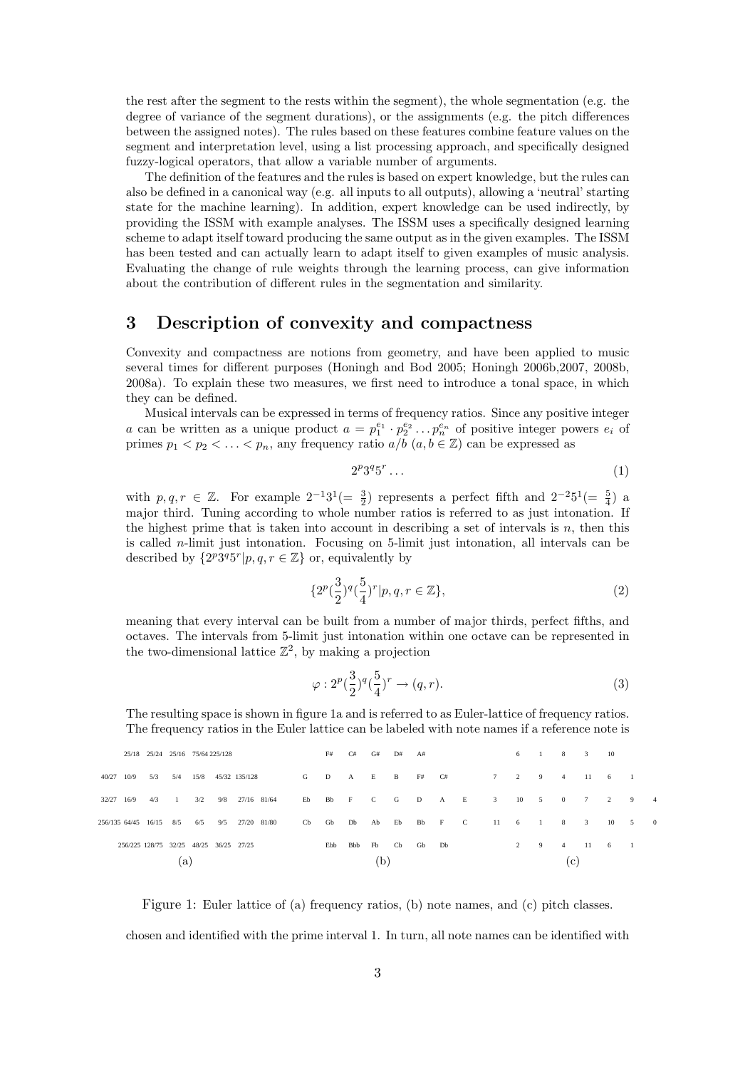the rest after the segment to the rests within the segment), the whole segmentation (e.g. the degree of variance of the segment durations), or the assignments (e.g. the pitch differences between the assigned notes). The rules based on these features combine feature values on the segment and interpretation level, using a list processing approach, and specifically designed fuzzy-logical operators, that allow a variable number of arguments.

The definition of the features and the rules is based on expert knowledge, but the rules can also be defined in a canonical way (e.g. all inputs to all outputs), allowing a 'neutral' starting state for the machine learning). In addition, expert knowledge can be used indirectly, by providing the ISSM with example analyses. The ISSM uses a specifically designed learning scheme to adapt itself toward producing the same output as in the given examples. The ISSM has been tested and can actually learn to adapt itself to given examples of music analysis. Evaluating the change of rule weights through the learning process, can give information about the contribution of different rules in the segmentation and similarity.

# 3 Description of convexity and compactness

Convexity and compactness are notions from geometry, and have been applied to music several times for different purposes (Honingh and Bod 2005; Honingh 2006b,2007, 2008b, 2008a). To explain these two measures, we first need to introduce a tonal space, in which they can be defined.

Musical intervals can be expressed in terms of frequency ratios. Since any positive integer $a$ can be written as a unique product $a = p_1^{e_1} \cdot p_2^{e_2} \ldots p_n^{e_n}$ of positive integer powers $e_i$ of primes $p_1 < p_2 < \ldots < p_n$, any frequency ratio $a/b$ ($a, b \in \mathbb{Z}$) can be expressed as

$$2^p 3^q 5^r \ldots \tag{1}$$

with $p, q, r \in \mathbb{Z}$. For example $2^{-1}3^1 (= \frac{3}{2})$ represents a perfect fifth and $2^{-2}5^1 (= \frac{5}{4})$ a major third. Tuning according to whole number ratios is referred to as just intonation. If the highest prime that is taken into account in describing a set of intervals is $n$, then this is called $n$-limit just intonation. Focusing on 5-limit just intonation, all intervals can be described by $\{2^p 3^q 5^r | p, q, r \in \mathbb{Z}\}$ or, equivalently by

$$\{2^p (\frac{3}{2})^q (\frac{5}{4})^r | p, q, r \in \mathbb{Z}\}, \tag{2}$$

meaning that every interval can be built from a number of major thirds, perfect fifths, and octaves. The intervals from 5-limit just intonation within one octave can be represented in the two-dimensional lattice $\mathbb{Z}^2$, by making a projection

$$\varphi : 2^p (\frac{3}{2})^q (\frac{5}{4})^r \to (q, r). \tag{3}$$

The resulting space is shown in figure 1a and is referred to as Euler-lattice of frequency ratios. The frequency ratios in the Euler lattice can be labeled with note names if a reference note is

(a)

| | | | | | | | |
|---|---|---|---|---|---|---|---|
| | 25/18 | 25/24 | 25/16 | 75/64 | 225/128 | | |
| 40/27 | 10/9 | 5/3 | 5/4 | 15/8 | 45/32 | 135/128 | |
| 32/27 | 16/9 | 4/3 | 1 | 3/2 | 9/8 | 27/16 | 81/64 |
| 256/135 | 64/45 | 16/15 | 8/5 | 6/5 | 9/5 | 27/20 | 81/80 |
| | 256/225 | 128/75 | 32/25 | 48/25 | 36/25 | 27/25 | |

(b)

| | | | | | | | |
|---|---|---|---|---|---|---|---|
| | F# | C# | G# | D# | A# | | |
| G | D | A | E | B | F# | C# | |
| Eb | Bb | F | C | G | D | A | E |
| Cb | Gb | Db | Ab | Eb | Bb | F | C |
| | Ebb | Bbb | Fb | Cb | Gb | Db | |

(c)

| | | | | | | | |
|---|---|---|---|---|---|---|---|
| | 6 | 1 | 8 | 3 | 10 | | |
| 7 | 2 | 9 | 4 | 11 | 6 | 1 | |
| 3 | 10 | 5 | 0 | 7 | 2 | 9 | 4 |
| 11 | 6 | 1 | 8 | 3 | 10 | 5 | 0 |
| | 2 | 9 | 4 | 11 | 6 | 1 | |

Figure 1: Euler lattice of (a) frequency ratios, (b) note names, and (c) pitch classes.

chosen and identified with the prime interval 1. In turn, all note names can be identified with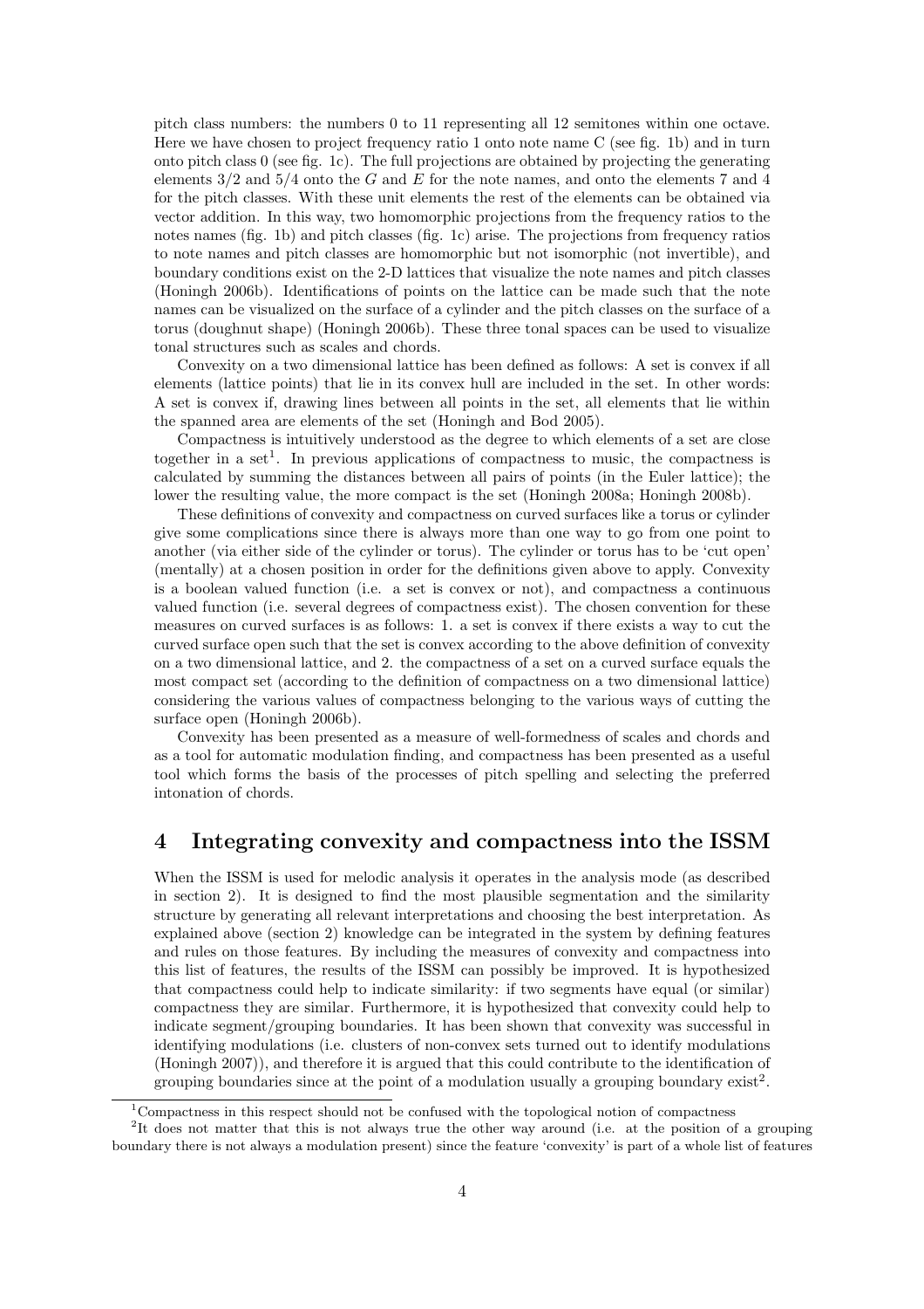pitch class numbers: the numbers 0 to 11 representing all 12 semitones within one octave. Here we have chosen to project frequency ratio 1 onto note name C (see fig. 1b) and in turn onto pitch class 0 (see fig. 1c). The full projections are obtained by projecting the generating elements 3/2 and 5/4 onto the *G* and *E* for the note names, and onto the elements 7 and 4 for the pitch classes. With these unit elements the rest of the elements can be obtained via vector addition. In this way, two homomorphic projections from the frequency ratios to the notes names (fig. 1b) and pitch classes (fig. 1c) arise. The projections from frequency ratios to note names and pitch classes are homomorphic but not isomorphic (not invertible), and boundary conditions exist on the 2-D lattices that visualize the note names and pitch classes (Honingh 2006b). Identifications of points on the lattice can be made such that the note names can be visualized on the surface of a cylinder and the pitch classes on the surface of a torus (doughnut shape) (Honingh 2006b). These three tonal spaces can be used to visualize tonal structures such as scales and chords.

Convexity on a two dimensional lattice has been defined as follows: A set is convex if all elements (lattice points) that lie in its convex hull are included in the set. In other words: A set is convex if, drawing lines between all points in the set, all elements that lie within the spanned area are elements of the set (Honingh and Bod 2005).

Compactness is intuitively understood as the degree to which elements of a set are close together in a set[1]. In previous applications of compactness to music, the compactness is calculated by summing the distances between all pairs of points (in the Euler lattice); the lower the resulting value, the more compact is the set (Honingh 2008a; Honingh 2008b).

These definitions of convexity and compactness on curved surfaces like a torus or cylinder give some complications since there is always more than one way to go from one point to another (via either side of the cylinder or torus). The cylinder or torus has to be 'cut open' (mentally) at a chosen position in order for the definitions given above to apply. Convexity is a boolean valued function (i.e. a set is convex or not), and compactness a continuous valued function (i.e. several degrees of compactness exist). The chosen convention for these measures on curved surfaces is as follows: 1. a set is convex if there exists a way to cut the curved surface open such that the set is convex according to the above definition of convexity on a two dimensional lattice, and 2. the compactness of a set on a curved surface equals the most compact set (according to the definition of compactness on a two dimensional lattice) considering the various values of compactness belonging to the various ways of cutting the surface open (Honingh 2006b).

Convexity has been presented as a measure of well-formedness of scales and chords and as a tool for automatic modulation finding, and compactness has been presented as a useful tool which forms the basis of the processes of pitch spelling and selecting the preferred intonation of chords.

## 4 Integrating convexity and compactness into the ISSM

When the ISSM is used for melodic analysis it operates in the analysis mode (as described in section 2). It is designed to find the most plausible segmentation and the similarity structure by generating all relevant interpretations and choosing the best interpretation. As explained above (section 2) knowledge can be integrated in the system by defining features and rules on those features. By including the measures of convexity and compactness into this list of features, the results of the ISSM can possibly be improved. It is hypothesized that compactness could help to indicate similarity: if two segments have equal (or similar) compactness they are similar. Furthermore, it is hypothesized that convexity could help to indicate segment/grouping boundaries. It has been shown that convexity was successful in identifying modulations (i.e. clusters of non-convex sets turned out to identify modulations (Honingh 2007)), and therefore it is argued that this could contribute to the identification of grouping boundaries since at the point of a modulation usually a grouping boundary exist[2].

[1] Compactness in this respect should not be confused with the topological notion of compactness

[2] It does not matter that this is not always true the other way around (i.e. at the position of a grouping boundary there is not always a modulation present) since the feature 'convexity' is part of a whole list of features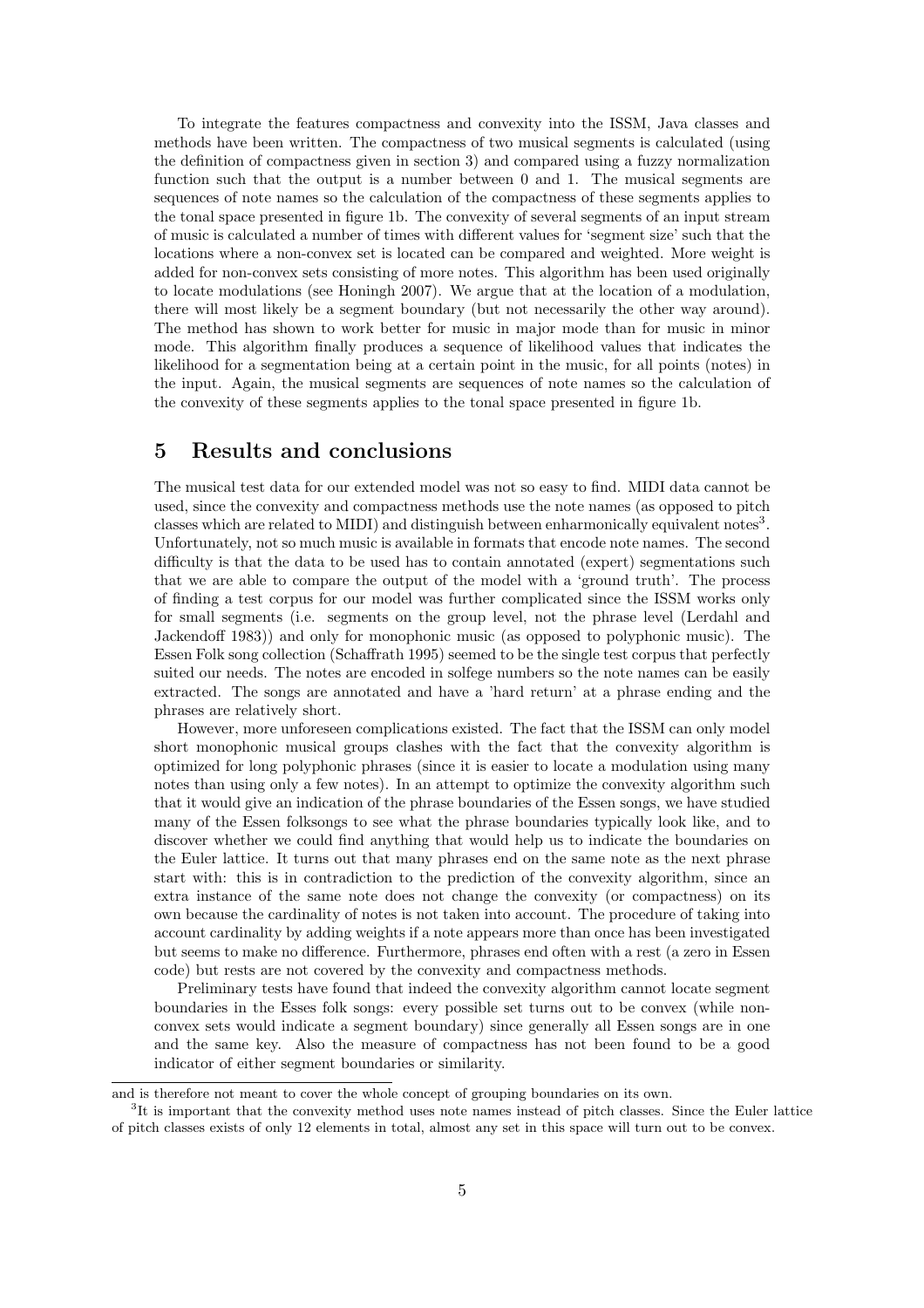To integrate the features compactness and convexity into the ISSM, Java classes and methods have been written. The compactness of two musical segments is calculated (using the definition of compactness given in section 3) and compared using a fuzzy normalization function such that the output is a number between 0 and 1. The musical segments are sequences of note names so the calculation of the compactness of these segments applies to the tonal space presented in figure 1b. The convexity of several segments of an input stream of music is calculated a number of times with different values for 'segment size' such that the locations where a non-convex set is located can be compared and weighted. More weight is added for non-convex sets consisting of more notes. This algorithm has been used originally to locate modulations (see Honingh 2007). We argue that at the location of a modulation, there will most likely be a segment boundary (but not necessarily the other way around). The method has shown to work better for music in major mode than for music in minor mode. This algorithm finally produces a sequence of likelihood values that indicates the likelihood for a segmentation being at a certain point in the music, for all points (notes) in the input. Again, the musical segments are sequences of note names so the calculation of the convexity of these segments applies to the tonal space presented in figure 1b.

## 5 Results and conclusions

The musical test data for our extended model was not so easy to find. MIDI data cannot be used, since the convexity and compactness methods use the note names (as opposed to pitch classes which are related to MIDI) and distinguish between enharmonically equivalent notes[3]. Unfortunately, not so much music is available in formats that encode note names. The second difficulty is that the data to be used has to contain annotated (expert) segmentations such that we are able to compare the output of the model with a 'ground truth'. The process of finding a test corpus for our model was further complicated since the ISSM works only for small segments (i.e. segments on the group level, not the phrase level (Lerdahl and Jackendoff 1983)) and only for monophonic music (as opposed to polyphonic music). The Essen Folk song collection (Schaffrath 1995) seemed to be the single test corpus that perfectly suited our needs. The notes are encoded in solfege numbers so the note names can be easily extracted. The songs are annotated and have a 'hard return' at a phrase ending and the phrases are relatively short.

However, more unforeseen complications existed. The fact that the ISSM can only model short monophonic musical groups clashes with the fact that the convexity algorithm is optimized for long polyphonic phrases (since it is easier to locate a modulation using many notes than using only a few notes). In an attempt to optimize the convexity algorithm such that it would give an indication of the phrase boundaries of the Essen songs, we have studied many of the Essen folksongs to see what the phrase boundaries typically look like, and to discover whether we could find anything that would help us to indicate the boundaries on the Euler lattice. It turns out that many phrases end on the same note as the next phrase start with: this is in contradiction to the prediction of the convexity algorithm, since an extra instance of the same note does not change the convexity (or compactness) on its own because the cardinality of notes is not taken into account. The procedure of taking into account cardinality by adding weights if a note appears more than once has been investigated but seems to make no difference. Furthermore, phrases end often with a rest (a zero in Essen code) but rests are not covered by the convexity and compactness methods.

Preliminary tests have found that indeed the convexity algorithm cannot locate segment boundaries in the Esses folk songs: every possible set turns out to be convex (while non-convex sets would indicate a segment boundary) since generally all Essen songs are in one and the same key. Also the measure of compactness has not been found to be a good indicator of either segment boundaries or similarity.

---

and is therefore not meant to cover the whole concept of grouping boundaries on its own.

[3] It is important that the convexity method uses note names instead of pitch classes. Since the Euler lattice of pitch classes exists of only 12 elements in total, almost any set in this space will turn out to be convex.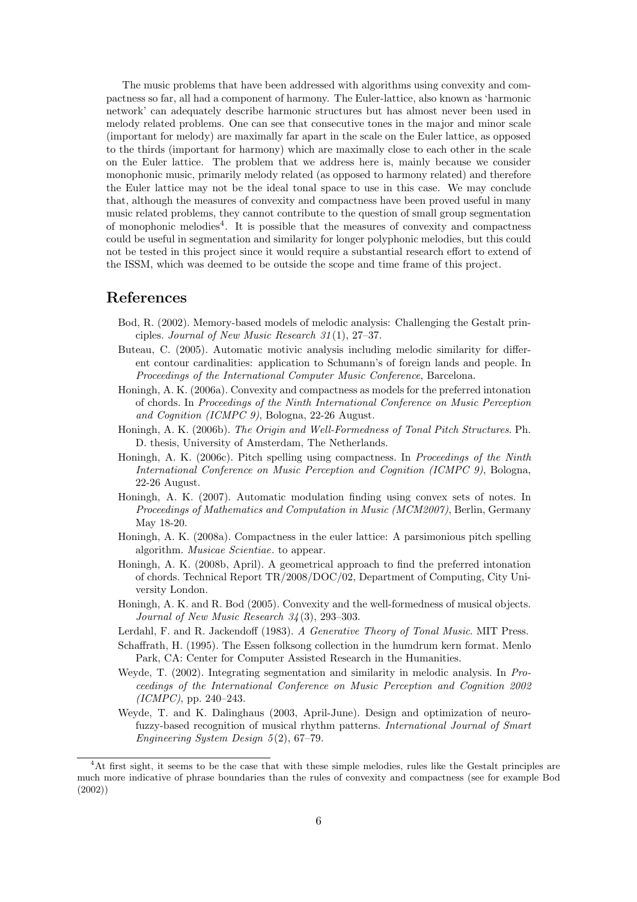The music problems that have been addressed with algorithms using convexity and compactness so far, all had a component of harmony. The Euler-lattice, also known as 'harmonic network' can adequately describe harmonic structures but has almost never been used in melody related problems. One can see that consecutive tones in the major and minor scale (important for melody) are maximally far apart in the scale on the Euler lattice, as opposed to the thirds (important for harmony) which are maximally close to each other in the scale on the Euler lattice. The problem that we address here is, mainly because we consider monophonic music, primarily melody related (as opposed to harmony related) and therefore the Euler lattice may not be the ideal tonal space to use in this case. We may conclude that, although the measures of convexity and compactness have been proved useful in many music related problems, they cannot contribute to the question of small group segmentation of monophonic melodies[4]. It is possible that the measures of convexity and compactness could be useful in segmentation and similarity for longer polyphonic melodies, but this could not be tested in this project since it would require a substantial research effort to extend of the ISSM, which was deemed to be outside the scope and time frame of this project.

## References

Bod, R. (2002). Memory-based models of melodic analysis: Challenging the Gestalt principles. *Journal of New Music Research 31*(1), 27–37.

Buteau, C. (2005). Automatic motivic analysis including melodic similarity for different contour cardinalities: application to Schumann's of foreign lands and people. In *Proceedings of the International Computer Music Conference*, Barcelona.

Honingh, A. K. (2006a). Convexity and compactness as models for the preferred intonation of chords. In *Proceedings of the Ninth International Conference on Music Perception and Cognition (ICMPC 9)*, Bologna, 22-26 August.

Honingh, A. K. (2006b). *The Origin and Well-Formedness of Tonal Pitch Structures*. Ph. D. thesis, University of Amsterdam, The Netherlands.

Honingh, A. K. (2006c). Pitch spelling using compactness. In *Proceedings of the Ninth International Conference on Music Perception and Cognition (ICMPC 9)*, Bologna, 22-26 August.

Honingh, A. K. (2007). Automatic modulation finding using convex sets of notes. In *Proceedings of Mathematics and Computation in Music (MCM2007)*, Berlin, Germany May 18-20.

Honingh, A. K. (2008a). Compactness in the euler lattice: A parsimonious pitch spelling algorithm. *Musicae Scientiae*. to appear.

Honingh, A. K. (2008b, April). A geometrical approach to find the preferred intonation of chords. Technical Report TR/2008/DOC/02, Department of Computing, City University London.

Honingh, A. K. and R. Bod (2005). Convexity and the well-formedness of musical objects. *Journal of New Music Research 34*(3), 293–303.

Lerdahl, F. and R. Jackendoff (1983). *A Generative Theory of Tonal Music*. MIT Press.

Schaffrath, H. (1995). The Essen folksong collection in the humdrum kern format. Menlo Park, CA: Center for Computer Assisted Research in the Humanities.

Weyde, T. (2002). Integrating segmentation and similarity in melodic analysis. In *Proceedings of the International Conference on Music Perception and Cognition 2002 (ICMPC)*, pp. 240–243.

Weyde, T. and K. Dalinghaus (2003, April-June). Design and optimization of neuro-fuzzy-based recognition of musical rhythm patterns. *International Journal of Smart Engineering System Design 5*(2), 67–79.

[4] At first sight, it seems to be the case that with these simple melodies, rules like the Gestalt principles are much more indicative of phrase boundaries than the rules of convexity and compactness (see for example Bod (2002))